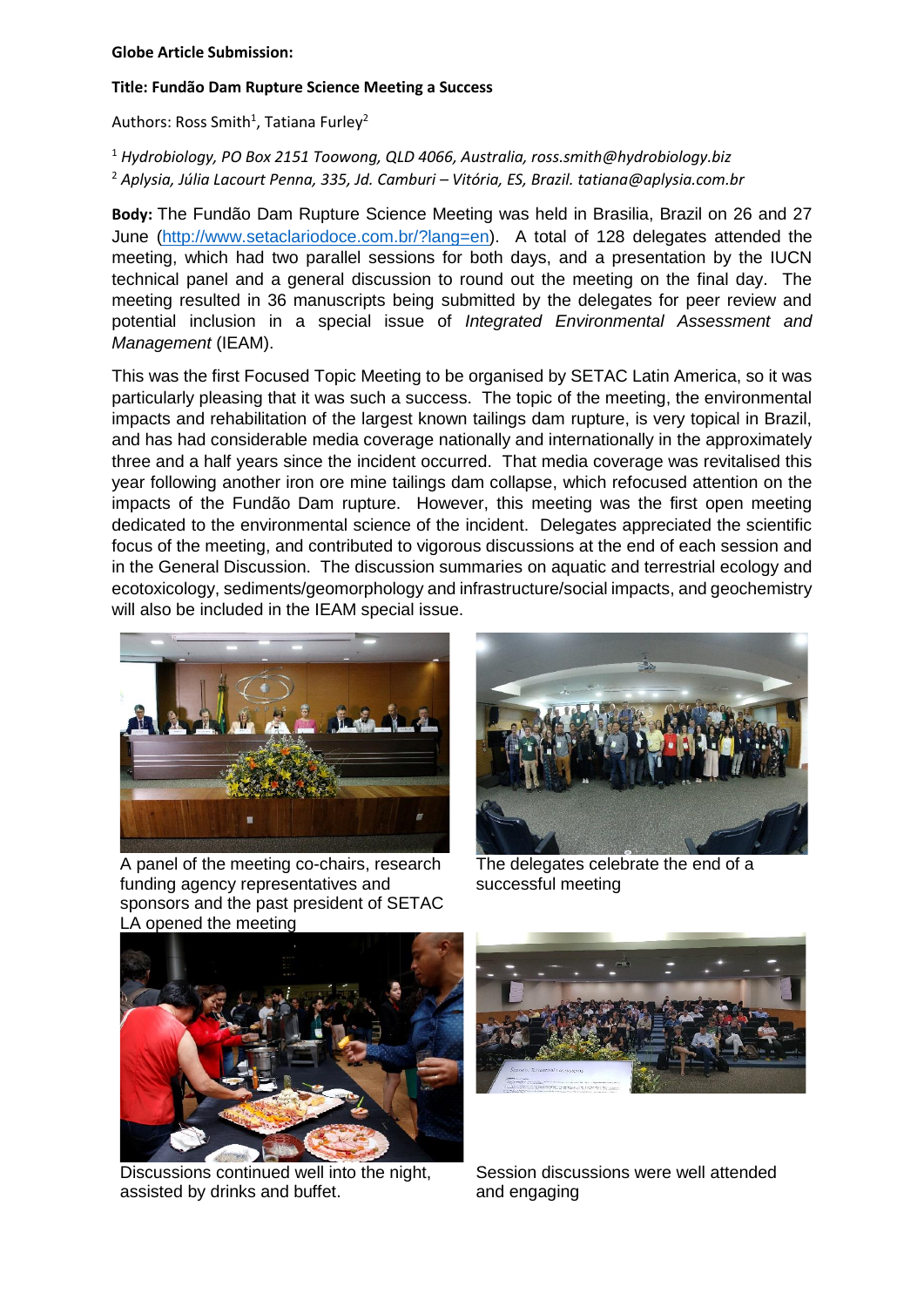**Globe Article Submission:**

**Title: Fundão Dam Rupture Science Meeting a Success**

Authors: Ross Smith[1], Tatiana Furley[2]

[1] *Hydrobiology, PO Box 2151 Toowong, QLD 4066, Australia, ross.smith@hydrobiology.biz*

[2] *Aplysia, Júlia Lacourt Penna, 335, Jd. Camburi – Vitória, ES, Brazil. tatiana@aplysia.com.br*

**Body:** The Fundão Dam Rupture Science Meeting was held in Brasilia, Brazil on 26 and 27 June (http://www.setaclariodoce.com.br/?lang=en). A total of 128 delegates attended the meeting, which had two parallel sessions for both days, and a presentation by the IUCN technical panel and a general discussion to round out the meeting on the final day. The meeting resulted in 36 manuscripts being submitted by the delegates for peer review and potential inclusion in a special issue of *Integrated Environmental Assessment and Management* (IEAM).

This was the first Focused Topic Meeting to be organised by SETAC Latin America, so it was particularly pleasing that it was such a success. The topic of the meeting, the environmental impacts and rehabilitation of the largest known tailings dam rupture, is very topical in Brazil, and has had considerable media coverage nationally and internationally in the approximately three and a half years since the incident occurred. That media coverage was revitalised this year following another iron ore mine tailings dam collapse, which refocused attention on the impacts of the Fundão Dam rupture. However, this meeting was the first open meeting dedicated to the environmental science of the incident. Delegates appreciated the scientific focus of the meeting, and contributed to vigorous discussions at the end of each session and in the General Discussion. The discussion summaries on aquatic and terrestrial ecology and ecotoxicology, sediments/geomorphology and infrastructure/social impacts, and geochemistry will also be included in the IEAM special issue.

A panel of the meeting co-chairs, research funding agency representatives and sponsors and the past president of SETAC LA opened the meeting

The delegates celebrate the end of a successful meeting

Discussions continued well into the night, assisted by drinks and buffet.

Session discussions were well attended and engaging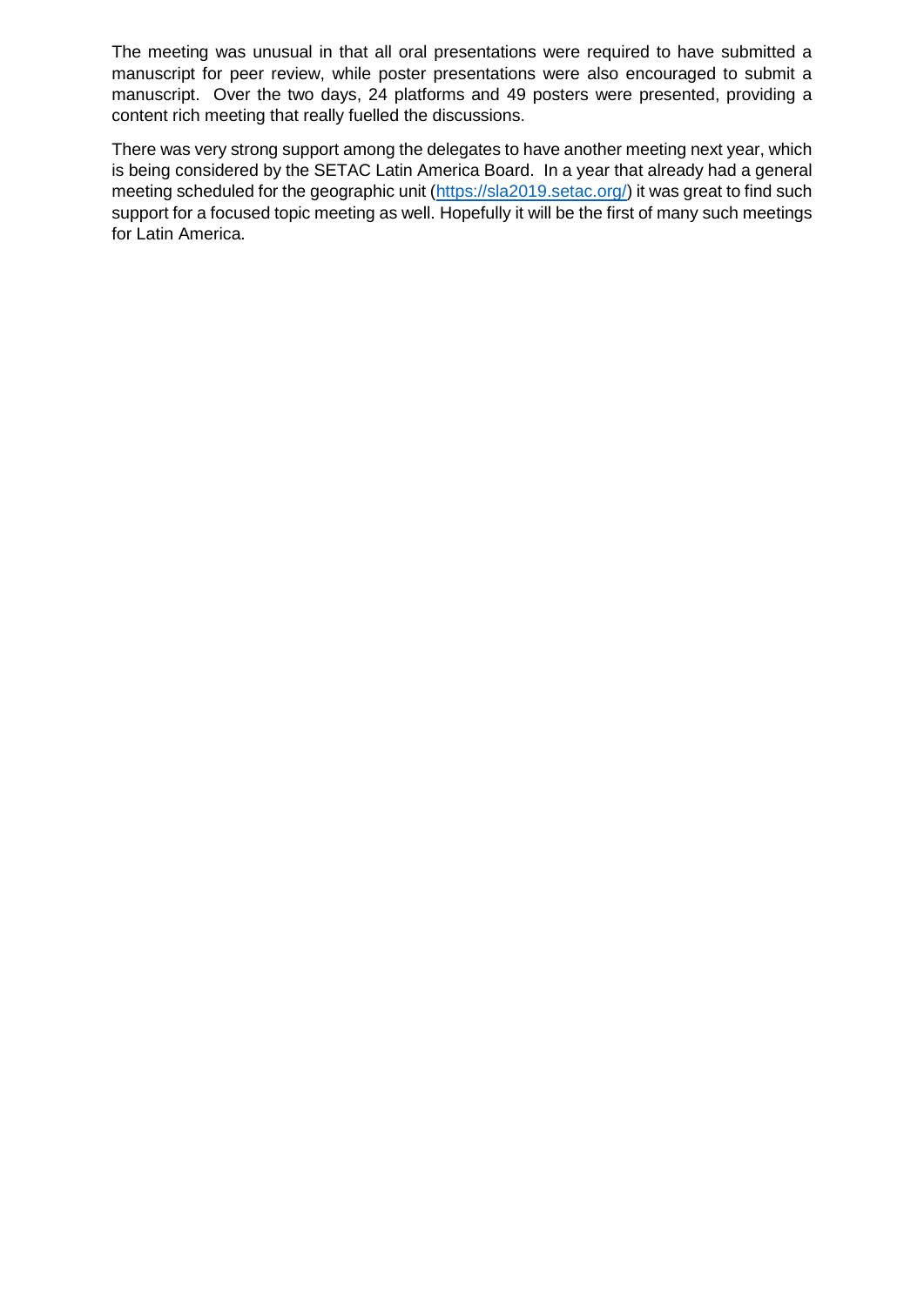The meeting was unusual in that all oral presentations were required to have submitted a manuscript for peer review, while poster presentations were also encouraged to submit a manuscript. Over the two days, 24 platforms and 49 posters were presented, providing a content rich meeting that really fuelled the discussions.

There was very strong support among the delegates to have another meeting next year, which is being considered by the SETAC Latin America Board. In a year that already had a general meeting scheduled for the geographic unit (https://sla2019.setac.org/) it was great to find such support for a focused topic meeting as well. Hopefully it will be the first of many such meetings for Latin America.